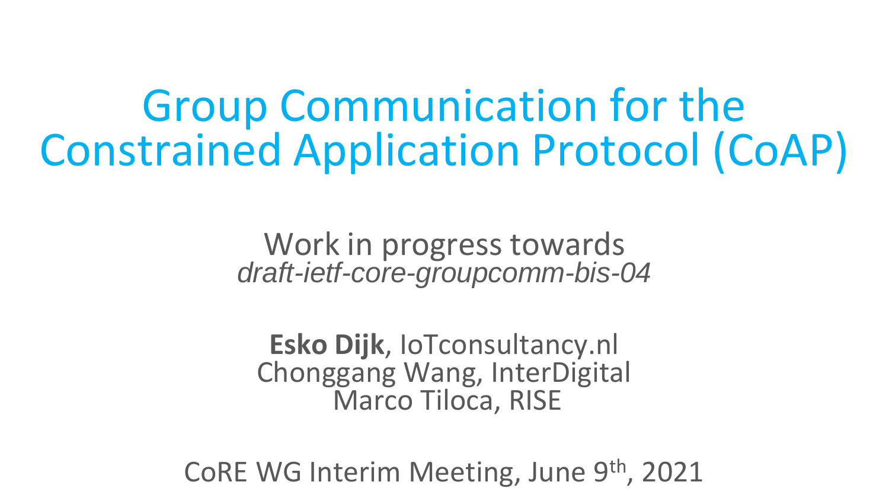# Group Communication for the Constrained Application Protocol (CoAP)

Work in progress towards
*draft-ietf-core-groupcomm-bis-04*

**Esko Dijk**, IoTconsultancy.nl
Chonggang Wang, InterDigital
Marco Tiloca, RISE

CoRE WG Interim Meeting, June 9th, 2021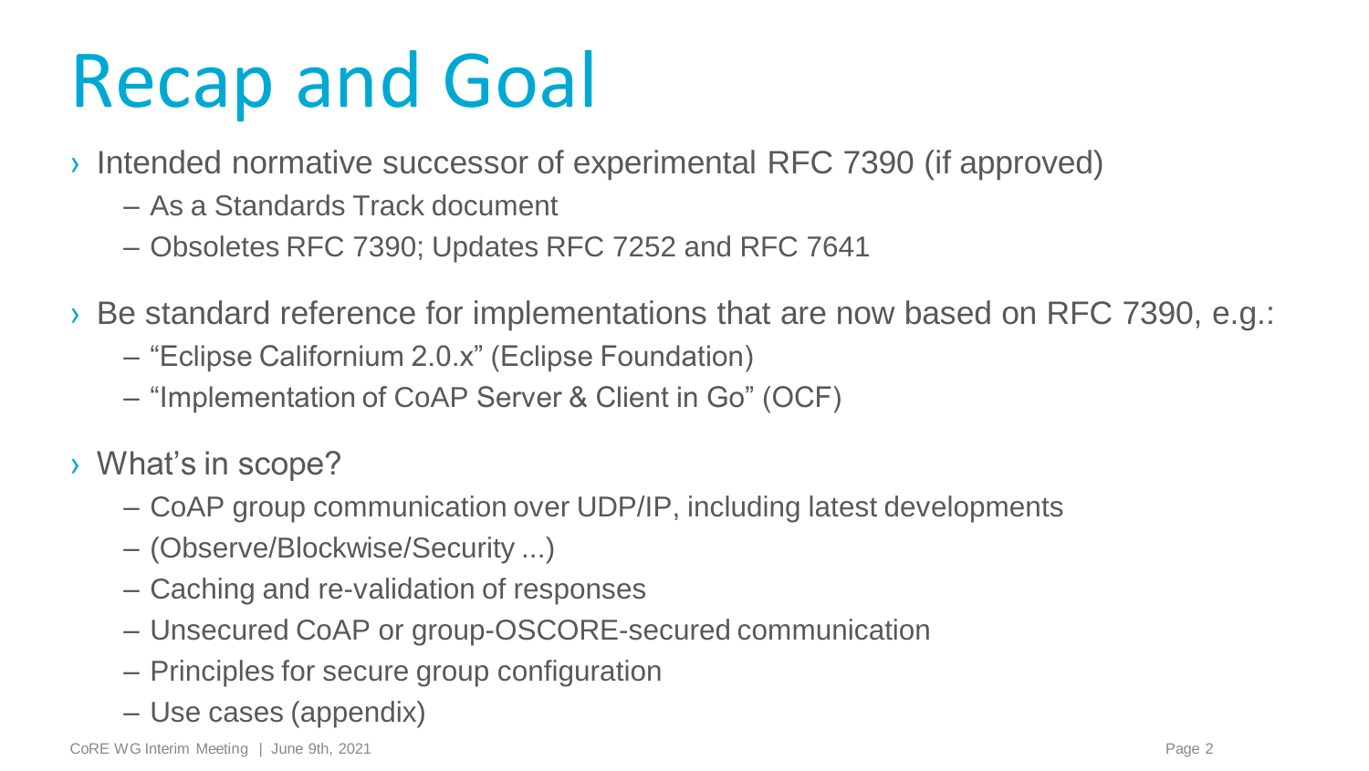# Recap and Goal

- Intended normative successor of experimental RFC 7390 (if approved)
  - As a Standards Track document
  - Obsoletes RFC 7390; Updates RFC 7252 and RFC 7641
- Be standard reference for implementations that are now based on RFC 7390, e.g.:
  - "Eclipse Californium 2.0.x" (Eclipse Foundation)
  - "Implementation of CoAP Server & Client in Go" (OCF)
- What's in scope?
  - CoAP group communication over UDP/IP, including latest developments
  - (Observe/Blockwise/Security ...)
  - Caching and re-validation of responses
  - Unsecured CoAP or group-OSCORE-secured communication
  - Principles for secure group configuration
  - Use cases (appendix)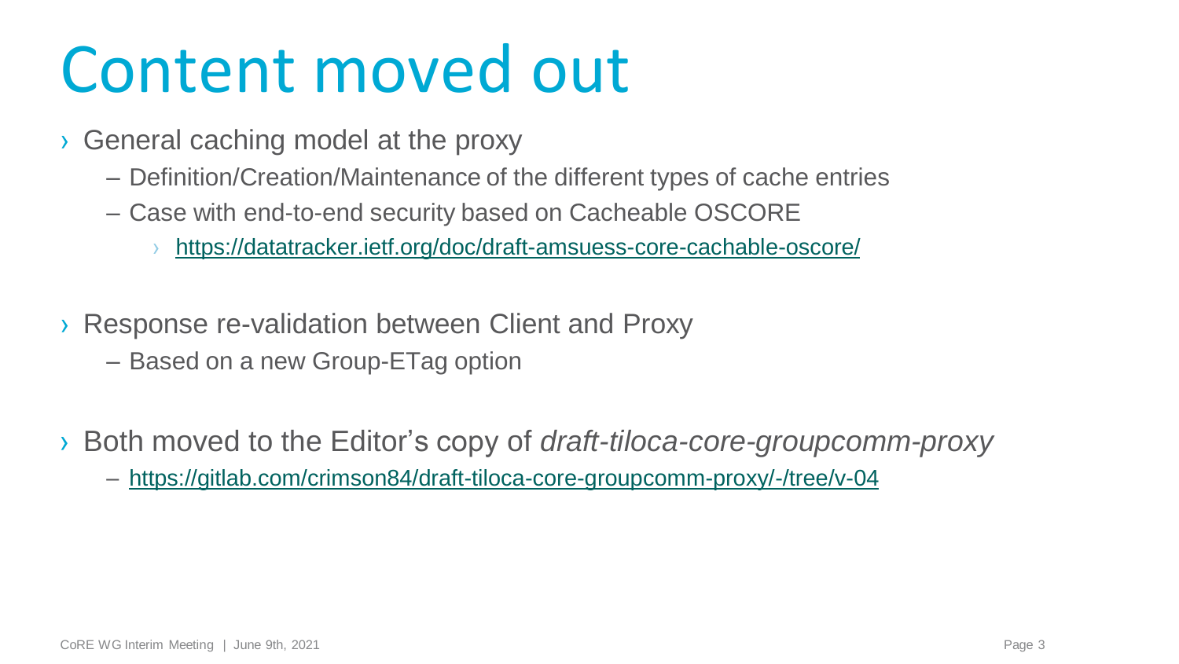# Content moved out

- General caching model at the proxy
  - Definition/Creation/Maintenance of the different types of cache entries
  - Case with end-to-end security based on Cacheable OSCORE
    - https://datatracker.ietf.org/doc/draft-amsuess-core-cachable-oscore/

- Response re-validation between Client and Proxy
  - Based on a new Group-ETag option

- Both moved to the Editor's copy of *draft-tiloca-core-groupcomm-proxy*
  - https://gitlab.com/crimson84/draft-tiloca-core-groupcomm-proxy/-/tree/v-04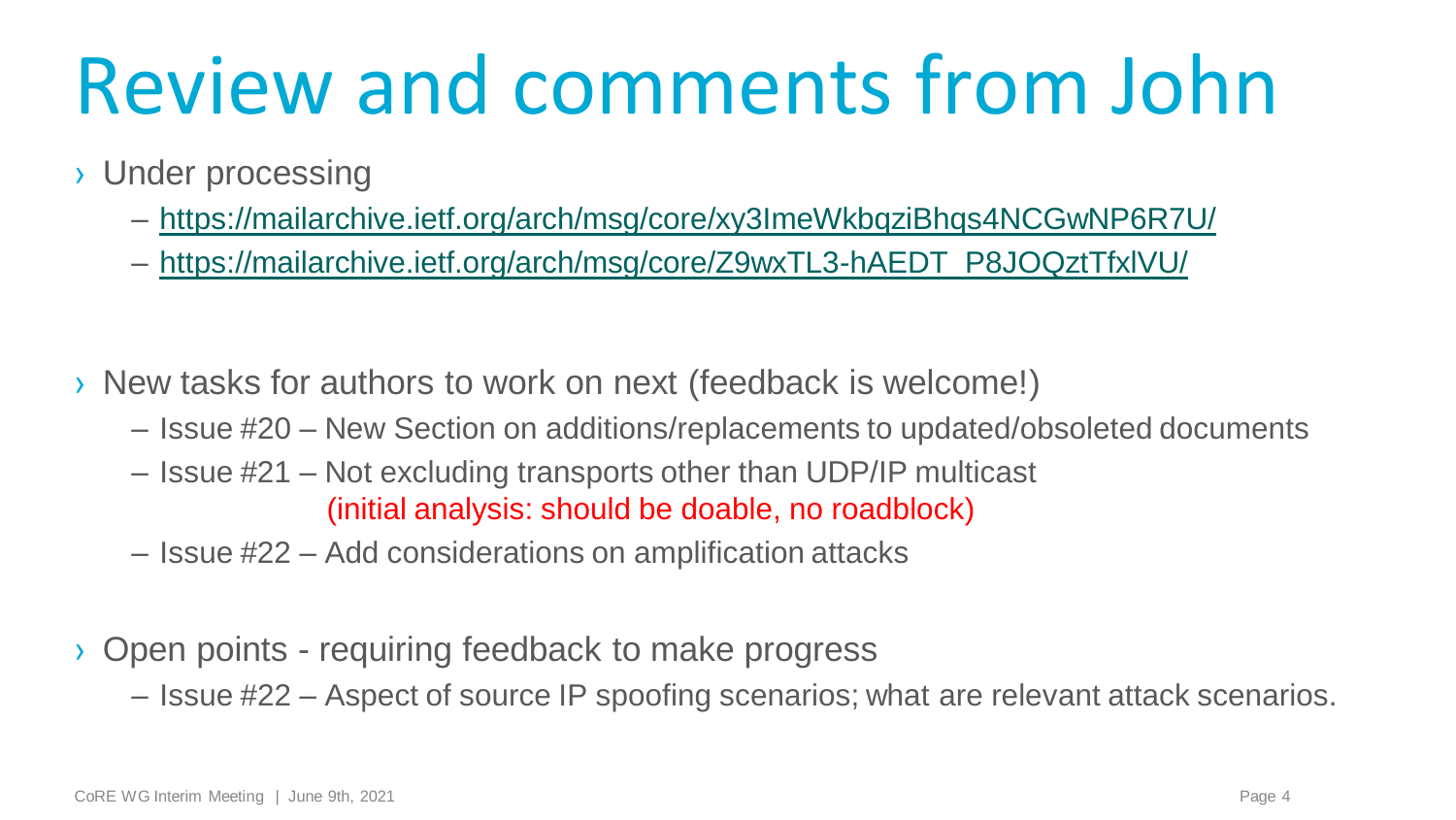# Review and comments from John

- Under processing
  - https://mailarchive.ietf.org/arch/msg/core/xy3ImeWkbqziBhqs4NCGwNP6R7U/
  - https://mailarchive.ietf.org/arch/msg/core/Z9wxTL3-hAEDT_P8JOQztTfxlVU/

- New tasks for authors to work on next (feedback is welcome!)
  - Issue #20 – New Section on additions/replacements to updated/obsoleted documents
  - Issue #21 – Not excluding transports other than UDP/IP multicast
    (initial analysis: should be doable, no roadblock)
  - Issue #22 – Add considerations on amplification attacks

- Open points - requiring feedback to make progress
  - Issue #22 – Aspect of source IP spoofing scenarios; what are relevant attack scenarios.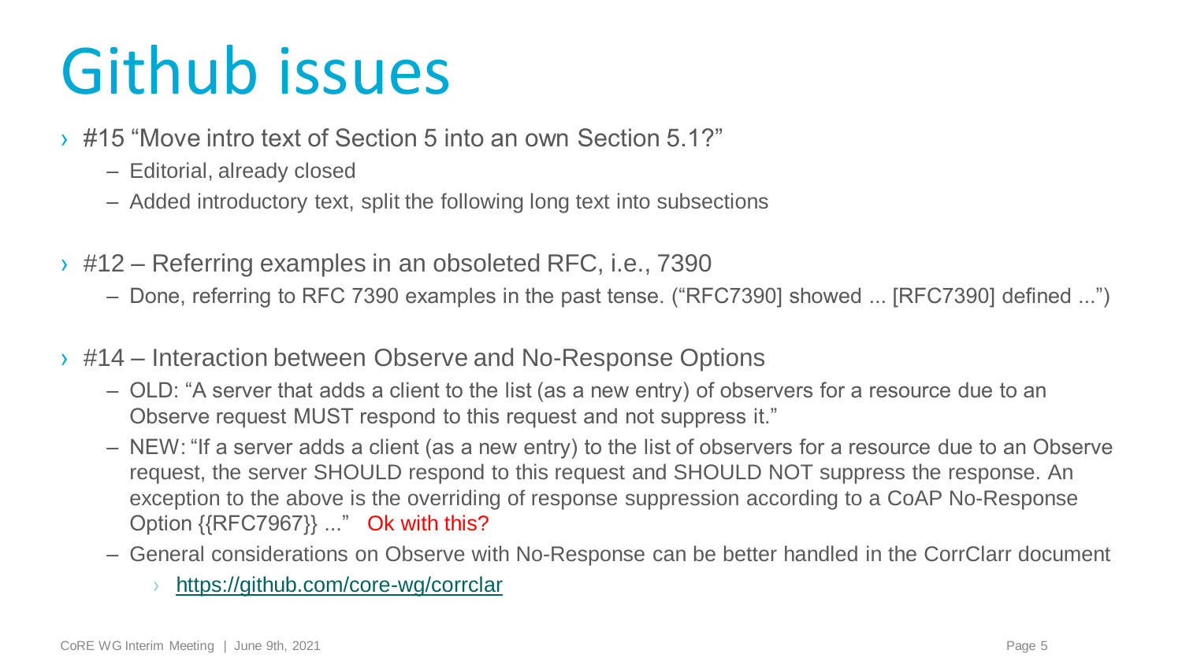# Github issues

- #15 "Move intro text of Section 5 into an own Section 5.1?"
  - Editorial, already closed
  - Added introductory text, split the following long text into subsections
- #12 – Referring examples in an obsoleted RFC, i.e., 7390
  - Done, referring to RFC 7390 examples in the past tense. ("RFC7390] showed ... [RFC7390] defined ...")
- #14 – Interaction between Observe and No-Response Options
  - OLD: "A server that adds a client to the list (as a new entry) of observers for a resource due to an Observe request MUST respond to this request and not suppress it."
  - NEW: "If a server adds a client (as a new entry) to the list of observers for a resource due to an Observe request, the server SHOULD respond to this request and SHOULD NOT suppress the response. An exception to the above is the overriding of response suppression according to a CoAP No-Response Option {{RFC7967}} ..." Ok with this?
  - General considerations on Observe with No-Response can be better handled in the CorrClarr document
    - https://github.com/core-wg/corrclar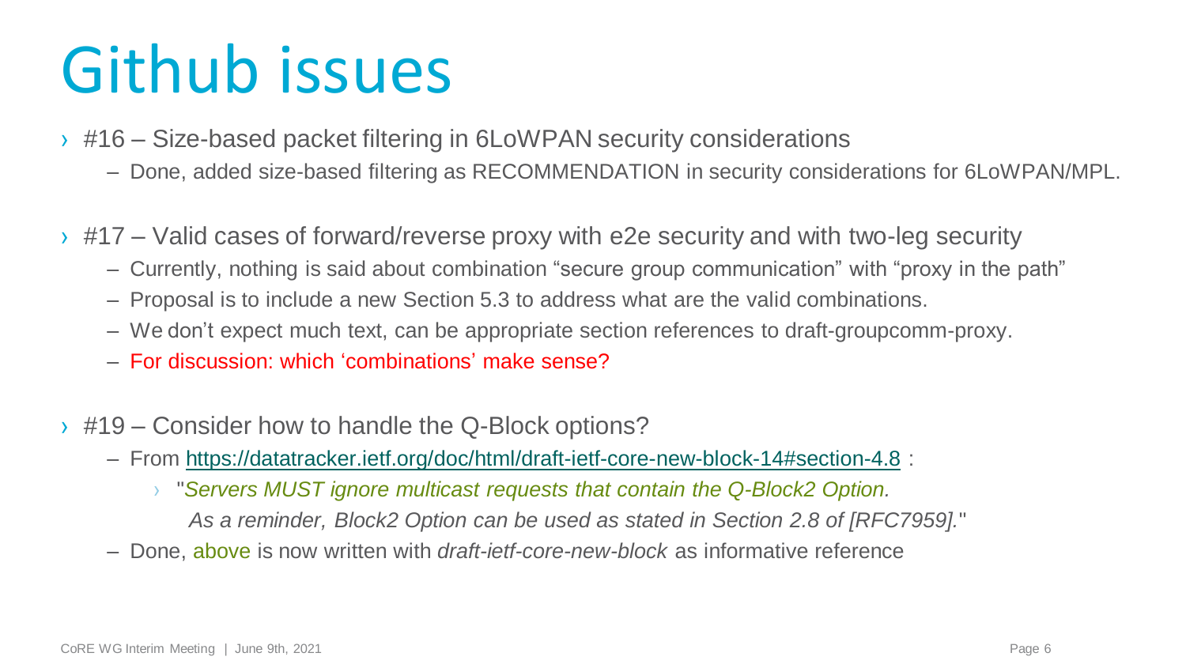# Github issues

- #16 – Size-based packet filtering in 6LoWPAN security considerations
  - Done, added size-based filtering as RECOMMENDATION in security considerations for 6LoWPAN/MPL.
- #17 – Valid cases of forward/reverse proxy with e2e security and with two-leg security
  - Currently, nothing is said about combination “secure group communication” with “proxy in the path”
  - Proposal is to include a new Section 5.3 to address what are the valid combinations.
  - We don’t expect much text, can be appropriate section references to draft-groupcomm-proxy.
  - For discussion: which ‘combinations’ make sense?
- #19 – Consider how to handle the Q-Block options?
  - From https://datatracker.ietf.org/doc/html/draft-ietf-core-new-block-14#section-4.8 :
    - "*Servers MUST ignore multicast requests that contain the Q-Block2 Option. As a reminder, Block2 Option can be used as stated in Section 2.8 of [RFC7959].*"
  - Done, above is now written with *draft-ietf-core-new-block* as informative reference

CoRE WG Interim Meeting | June 9th, 2021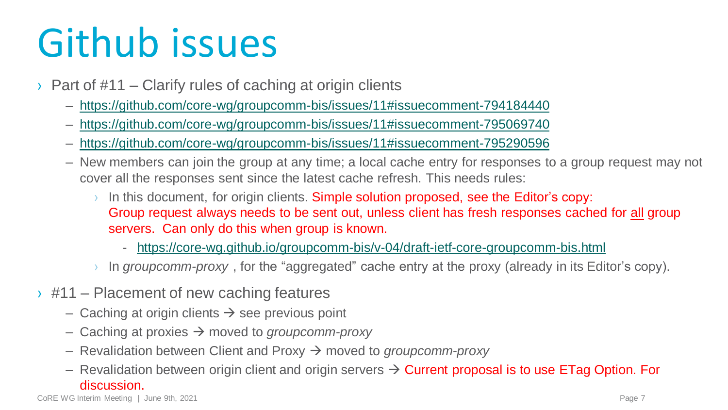# Github issues

- Part of #11 – Clarify rules of caching at origin clients
  - https://github.com/core-wg/groupcomm-bis/issues/11#issuecomment-794184440
  - https://github.com/core-wg/groupcomm-bis/issues/11#issuecomment-795069740
  - https://github.com/core-wg/groupcomm-bis/issues/11#issuecomment-795290596
  - New members can join the group at any time; a local cache entry for responses to a group request may not cover all the responses sent since the latest cache refresh. This needs rules:
    - In this document, for origin clients. Simple solution proposed, see the Editor's copy: Group request always needs to be sent out, unless client has fresh responses cached for <u>all</u> group servers. Can only do this when group is known.
      - https://core-wg.github.io/groupcomm-bis/v-04/draft-ietf-core-groupcomm-bis.html
    - In *groupcomm-proxy* , for the "aggregated" cache entry at the proxy (already in its Editor's copy).
- #11 – Placement of new caching features
  - Caching at origin clients → see previous point
  - Caching at proxies → moved to *groupcomm-proxy*
  - Revalidation between Client and Proxy → moved to *groupcomm-proxy*
  - Revalidation between origin client and origin servers → Current proposal is to use ETag Option. For discussion.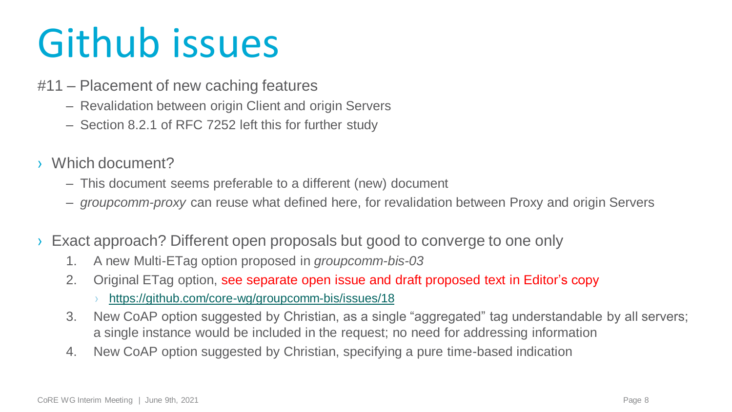# Github issues

#11 – Placement of new caching features

- Revalidation between origin Client and origin Servers
- Section 8.2.1 of RFC 7252 left this for further study

› Which document?

- This document seems preferable to a different (new) document
- *groupcomm-proxy* can reuse what defined here, for revalidation between Proxy and origin Servers

› Exact approach? Different open proposals but good to converge to one only

1. A new Multi-ETag option proposed in *groupcomm-bis-03*
2. Original ETag option, see separate open issue and draft proposed text in Editor's copy
   - https://github.com/core-wg/groupcomm-bis/issues/18
3. New CoAP option suggested by Christian, as a single "aggregated" tag understandable by all servers; a single instance would be included in the request; no need for addressing information
4. New CoAP option suggested by Christian, specifying a pure time-based indication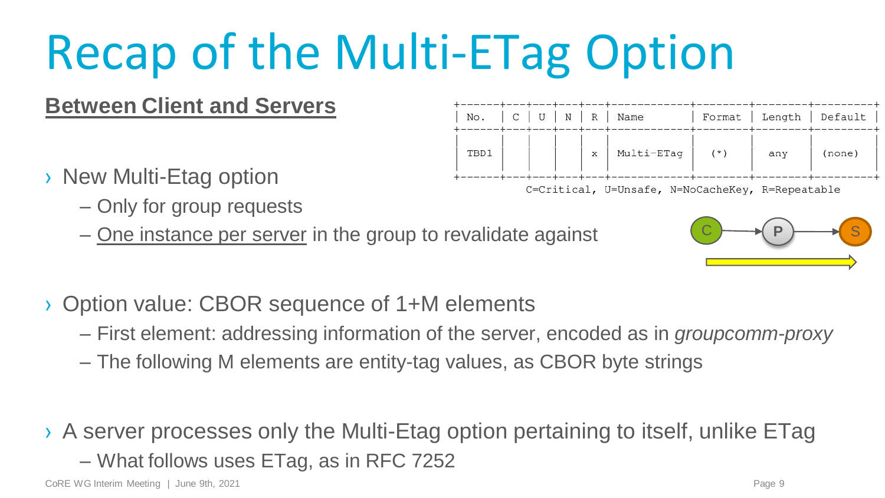# Recap of the Multi-ETag Option

**Between Client and Servers**

| No. | C | U | N | R | Name | Format | Length | Default |
|---|---|---|---|---|---|---|---|---|
| TBD1 | | | | x | Multi-ETag | (*) | any | (none) |

C=Critical, U=Unsafe, N=NoCacheKey, R=Repeatable

- New Multi-Etag option
  - Only for group requests
  - One instance per server in the group to revalidate against

- Option value: CBOR sequence of 1+M elements
  - First element: addressing information of the server, encoded as in *groupcomm-proxy*
  - The following M elements are entity-tag values, as CBOR byte strings

- A server processes only the Multi-Etag option pertaining to itself, unlike ETag
  - What follows uses ETag, as in RFC 7252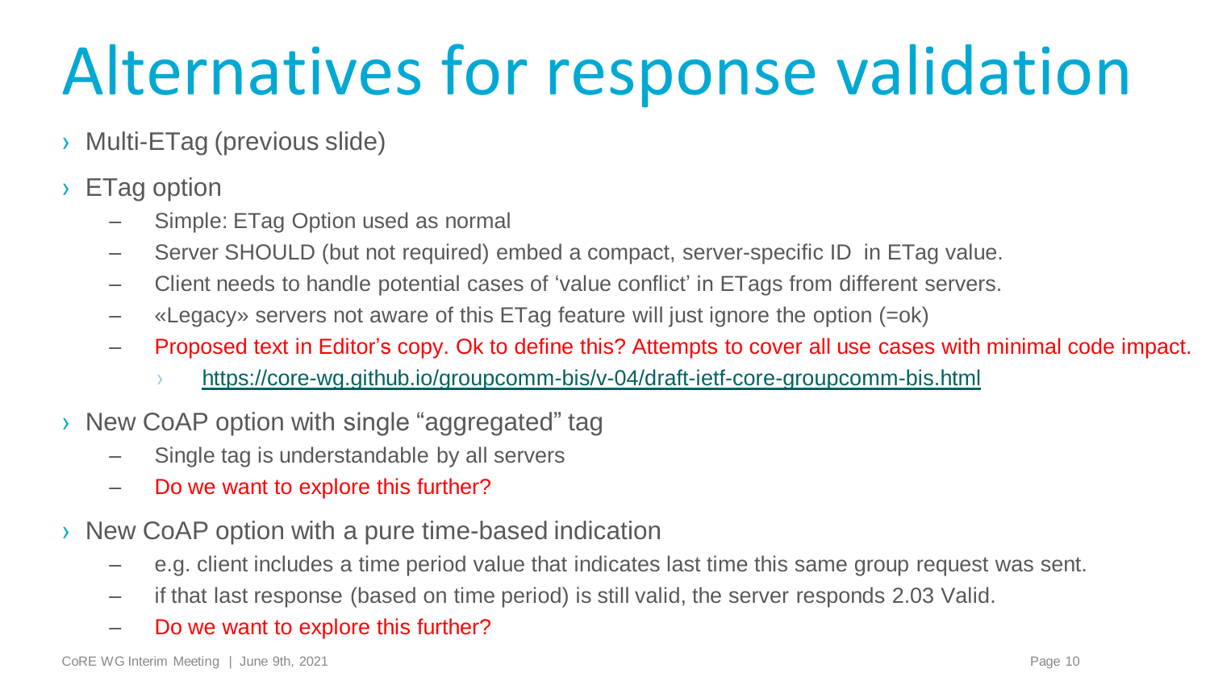# Alternatives for response validation

- Multi-ETag (previous slide)
- ETag option
  - Simple: ETag Option used as normal
  - Server SHOULD (but not required) embed a compact, server-specific ID in ETag value.
  - Client needs to handle potential cases of 'value conflict' in ETags from different servers.
  - «Legacy» servers not aware of this ETag feature will just ignore the option (=ok)
  - Proposed text in Editor's copy. Ok to define this? Attempts to cover all use cases with minimal code impact.
    - https://core-wg.github.io/groupcomm-bis/v-04/draft-ietf-core-groupcomm-bis.html
- New CoAP option with single "aggregated" tag
  - Single tag is understandable by all servers
  - Do we want to explore this further?
- New CoAP option with a pure time-based indication
  - e.g. client includes a time period value that indicates last time this same group request was sent.
  - if that last response (based on time period) is still valid, the server responds 2.03 Valid.
  - Do we want to explore this further?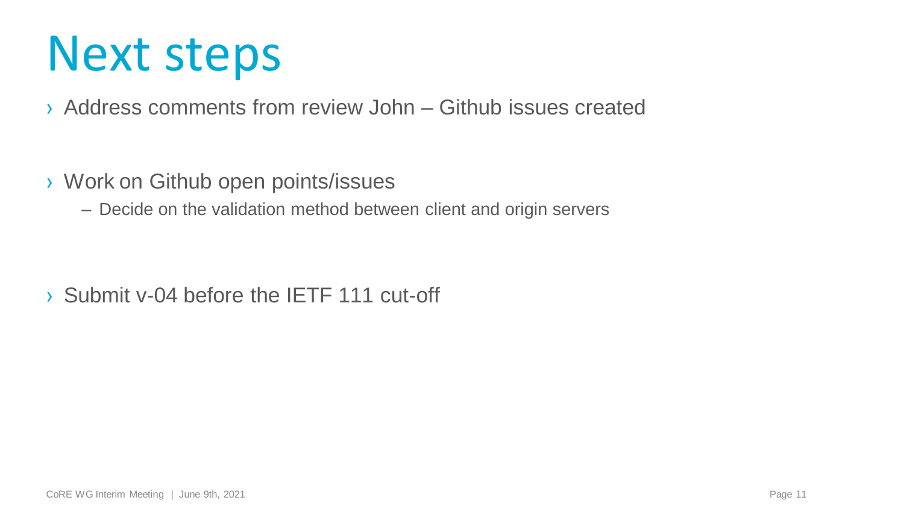# Next steps

- Address comments from review John – Github issues created

- Work on Github open points/issues
  - Decide on the validation method between client and origin servers

- Submit v-04 before the IETF 111 cut-off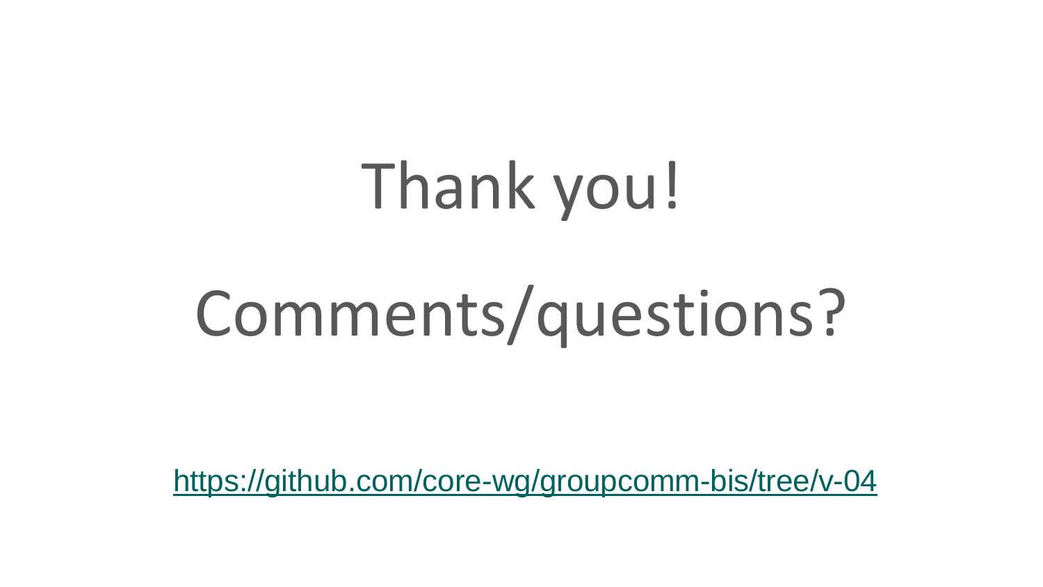# Thank you!

# Comments/questions?

https://github.com/core-wg/groupcomm-bis/tree/v-04